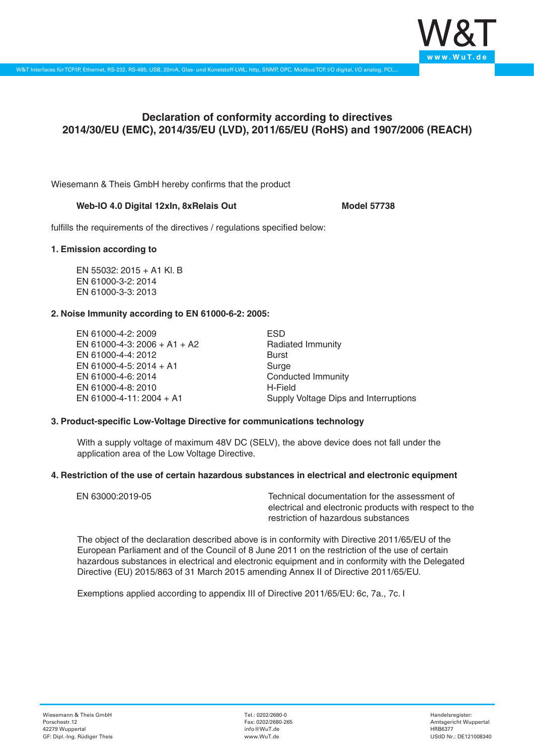# Declaration of conformity according to directives 2014/30/EU (EMC), 2014/35/EU (LVD), 2011/65/EU (RoHS) and 1907/2006 (REACH)

Wiesemann & Theis GmbH hereby confirms that the product

**Web-IO 4.0 Digital 12xIn, 8xRelais Out** **Model 57738**

fulfills the requirements of the directives / regulations specified below:

**1. Emission according to**

EN 55032: 2015 + A1 Kl. B
EN 61000-3-2: 2014
EN 61000-3-3: 2013

**2. Noise Immunity according to EN 61000-6-2: 2005:**

| | |
|---|---|
| EN 61000-4-2: 2009 | ESD |
| EN 61000-4-3: 2006 + A1 + A2 | Radiated Immunity |
| EN 61000-4-4: 2012 | Burst |
| EN 61000-4-5: 2014 + A1 | Surge |
| EN 61000-4-6: 2014 | Conducted Immunity |
| EN 61000-4-8: 2010 | H-Field |
| EN 61000-4-11: 2004 + A1 | Supply Voltage Dips and Interruptions |

**3. Product-specific Low-Voltage Directive for communications technology**

With a supply voltage of maximum 48V DC (SELV), the above device does not fall under the application area of the Low Voltage Directive.

**4. Restriction of the use of certain hazardous substances in electrical and electronic equipment**

| | |
|---|---|
| EN 63000:2019-05 | Technical documentation for the assessment of electrical and electronic products with respect to the restriction of hazardous substances |

The object of the declaration described above is in conformity with Directive 2011/65/EU of the European Parliament and of the Council of 8 June 2011 on the restriction of the use of certain hazardous substances in electrical and electronic equipment and in conformity with the Delegated Directive (EU) 2015/863 of 31 March 2015 amending Annex II of Directive 2011/65/EU.

Exemptions applied according to appendix III of Directive 2011/65/EU: 6c, 7a., 7c. I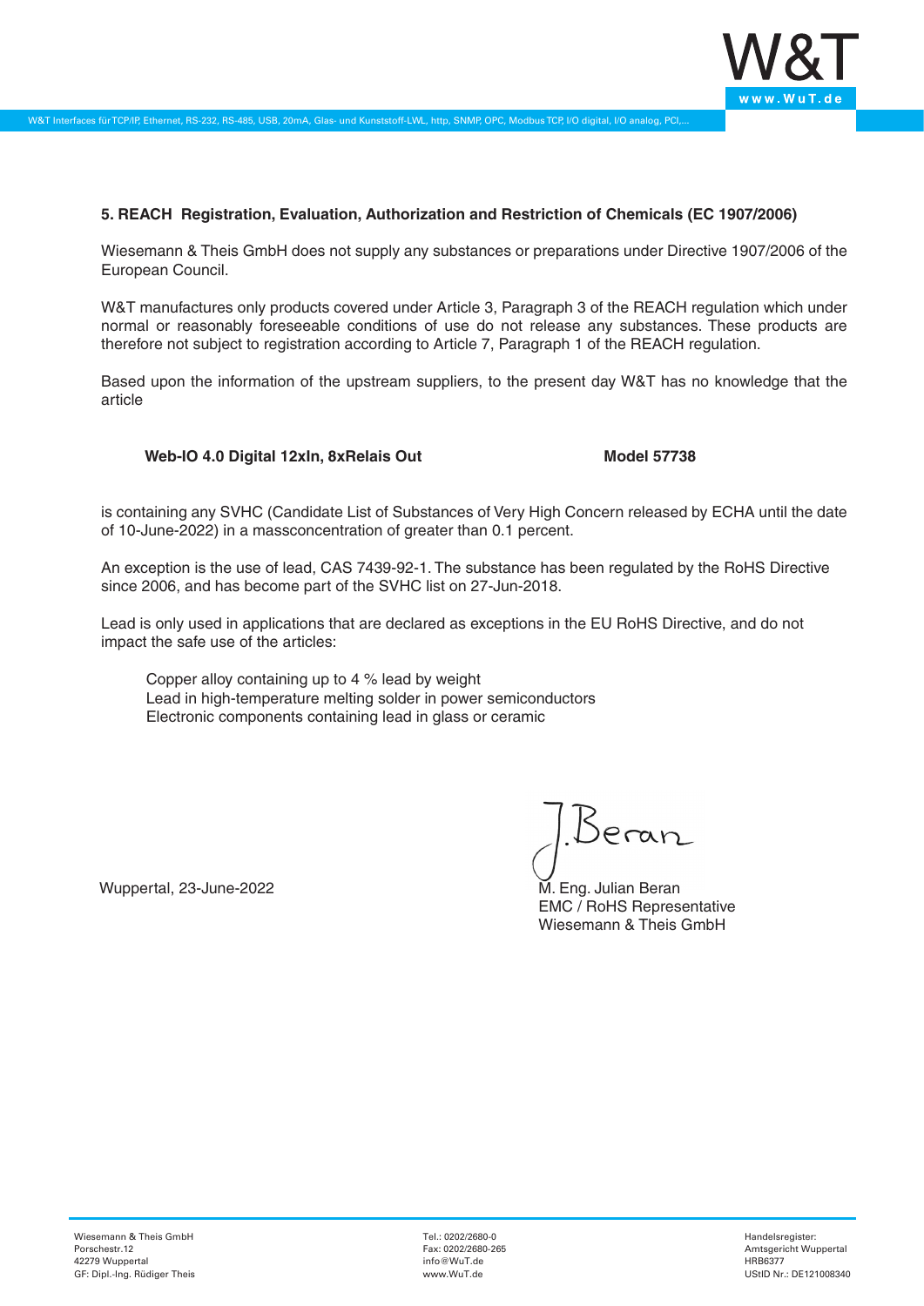## 5. REACH Registration, Evaluation, Authorization and Restriction of Chemicals (EC 1907/2006)

Wiesemann & Theis GmbH does not supply any substances or preparations under Directive 1907/2006 of the European Council.

W&T manufactures only products covered under Article 3, Paragraph 3 of the REACH regulation which under normal or reasonably foreseeable conditions of use do not release any substances. These products are therefore not subject to registration according to Article 7, Paragraph 1 of the REACH regulation.

Based upon the information of the upstream suppliers, to the present day W&T has no knowledge that the article

**Web-IO 4.0 Digital 12xIn, 8xRelais Out** **Model 57738**

is containing any SVHC (Candidate List of Substances of Very High Concern released by ECHA until the date of 10-June-2022) in a massconcentration of greater than 0.1 percent.

An exception is the use of lead, CAS 7439-92-1. The substance has been regulated by the RoHS Directive since 2006, and has become part of the SVHC list on 27-Jun-2018.

Lead is only used in applications that are declared as exceptions in the EU RoHS Directive, and do not impact the safe use of the articles:

Copper alloy containing up to 4 % lead by weight
Lead in high-temperature melting solder in power semiconductors
Electronic components containing lead in glass or ceramic

Wuppertal, 23-June-2022

J. Beran

M. Eng. Julian Beran
EMC / RoHS Representative
Wiesemann & Theis GmbH